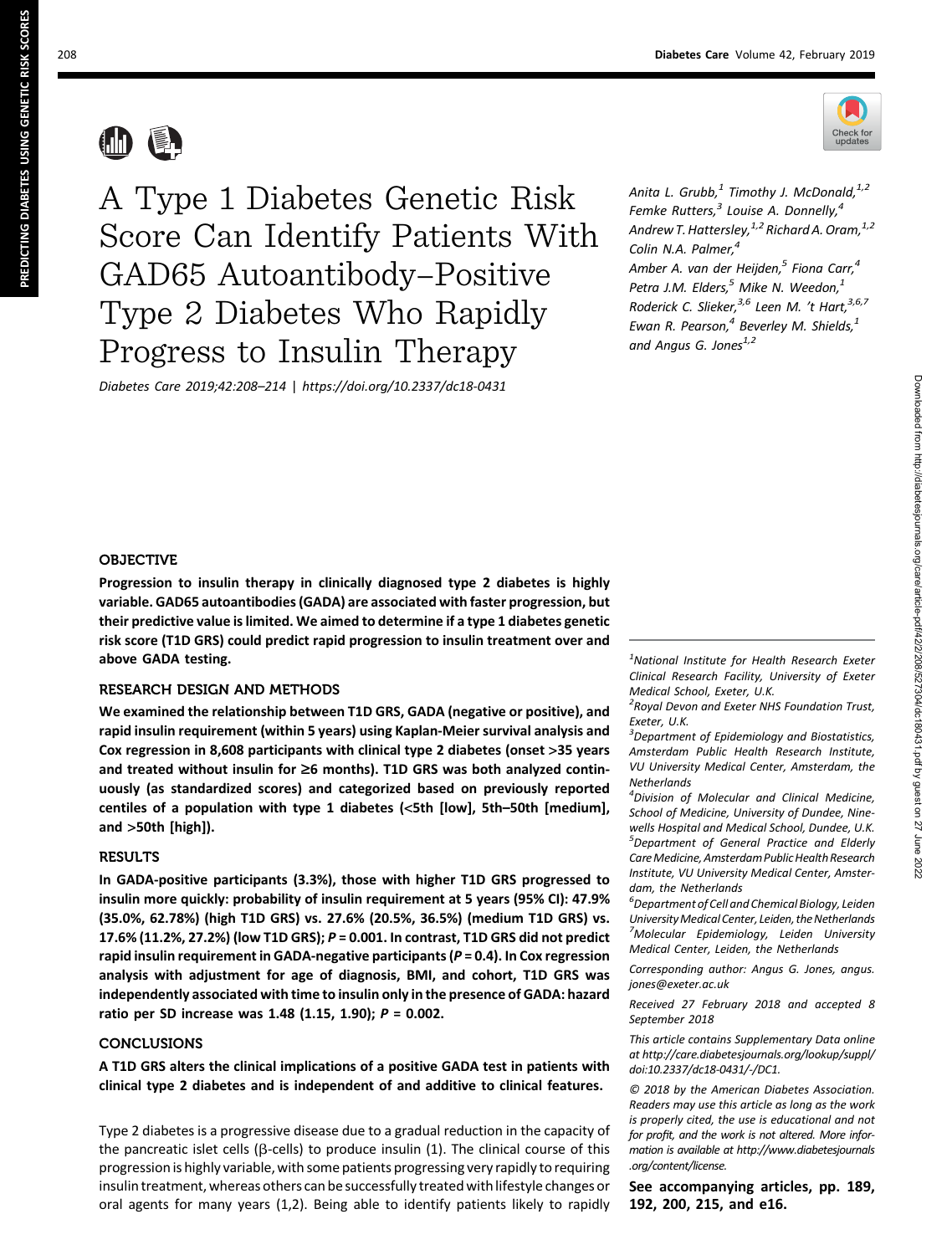# A Type 1 Diabetes Genetic Risk Score Can Identify Patients With GAD65 Autoantibody–Positive Type 2 Diabetes Who Rapidly Progress to Insulin Therapy

*Diabetes Care 2019;42:208–214 | https://doi.org/10.2337/dc18-0431*

*Anita L. Grubb,[1] Timothy J. McDonald,[1,2] Femke Rutters,[3] Louise A. Donnelly,[4] Andrew T. Hattersley,[1,2] Richard A. Oram,[1,2] Colin N.A. Palmer,[4] Amber A. van der Heijden,[5] Fiona Carr,[4] Petra J.M. Elders,[5] Mike N. Weedon,[1] Roderick C. Slieker,[3,6] Leen M. 't Hart,[3,6,7] Ewan R. Pearson,[4] Beverley M. Shields,[1] and Angus G. Jones[1,2]*

## OBJECTIVE

**Progression to insulin therapy in clinically diagnosed type 2 diabetes is highly variable. GAD65 autoantibodies (GADA) are associated with faster progression, but their predictive value is limited. We aimed to determine if a type 1 diabetes genetic risk score (T1D GRS) could predict rapid progression to insulin treatment over and above GADA testing.**

## RESEARCH DESIGN AND METHODS

**We examined the relationship between T1D GRS, GADA (negative or positive), and rapid insulin requirement (within 5 years) using Kaplan-Meier survival analysis and Cox regression in 8,608 participants with clinical type 2 diabetes (onset >35 years and treated without insulin for ≥6 months). T1D GRS was both analyzed continuously (as standardized scores) and categorized based on previously reported centiles of a population with type 1 diabetes (<5th [low], 5th–50th [medium], and >50th [high]).**

## RESULTS

**In GADA-positive participants (3.3%), those with higher T1D GRS progressed to insulin more quickly: probability of insulin requirement at 5 years (95% CI): 47.9% (35.0%, 62.78%) (high T1D GRS) vs. 27.6% (20.5%, 36.5%) (medium T1D GRS) vs. 17.6% (11.2%, 27.2%) (low T1D GRS); *P* = 0.001. In contrast, T1D GRS did not predict rapid insulin requirement in GADA-negative participants (*P* = 0.4). In Cox regression analysis with adjustment for age of diagnosis, BMI, and cohort, T1D GRS was independently associated with time to insulin only in the presence of GADA: hazard ratio per SD increase was 1.48 (1.15, 1.90); *P* = 0.002.**

## CONCLUSIONS

**A T1D GRS alters the clinical implications of a positive GADA test in patients with clinical type 2 diabetes and is independent of and additive to clinical features.**

Type 2 diabetes is a progressive disease due to a gradual reduction in the capacity of the pancreatic islet cells (β-cells) to produce insulin (1). The clinical course of this progression is highly variable, with some patients progressing very rapidly to requiring insulin treatment, whereas others can be successfully treated with lifestyle changes or oral agents for many years (1,2). Being able to identify patients likely to rapidly

[1]National Institute for Health Research Exeter Clinical Research Facility, University of Exeter Medical School, Exeter, U.K.

[2]Royal Devon and Exeter NHS Foundation Trust, Exeter, U.K.

[3]Department of Epidemiology and Biostatistics, Amsterdam Public Health Research Institute, VU University Medical Center, Amsterdam, the Netherlands

[4]Division of Molecular and Clinical Medicine, School of Medicine, University of Dundee, Ninewells Hospital and Medical School, Dundee, U.K.

[5]Department of General Practice and Elderly Care Medicine, Amsterdam Public Health Research Institute, VU University Medical Center, Amsterdam, the Netherlands

[6]Department of Cell and Chemical Biology, Leiden University Medical Center, Leiden, the Netherlands

[7]Molecular Epidemiology, Leiden University Medical Center, Leiden, the Netherlands

Corresponding author: Angus G. Jones, angus.jones@exeter.ac.uk

Received 27 February 2018 and accepted 8 September 2018

This article contains Supplementary Data online at http://care.diabetesjournals.org/lookup/suppl/doi:10.2337/dc18-0431/-/DC1.

© 2018 by the American Diabetes Association. Readers may use this article as long as the work is properly cited, the use is educational and not for profit, and the work is not altered. More information is available at http://www.diabetesjournals.org/content/license.

**See accompanying articles, pp. 189, 192, 200, 215, and e16.**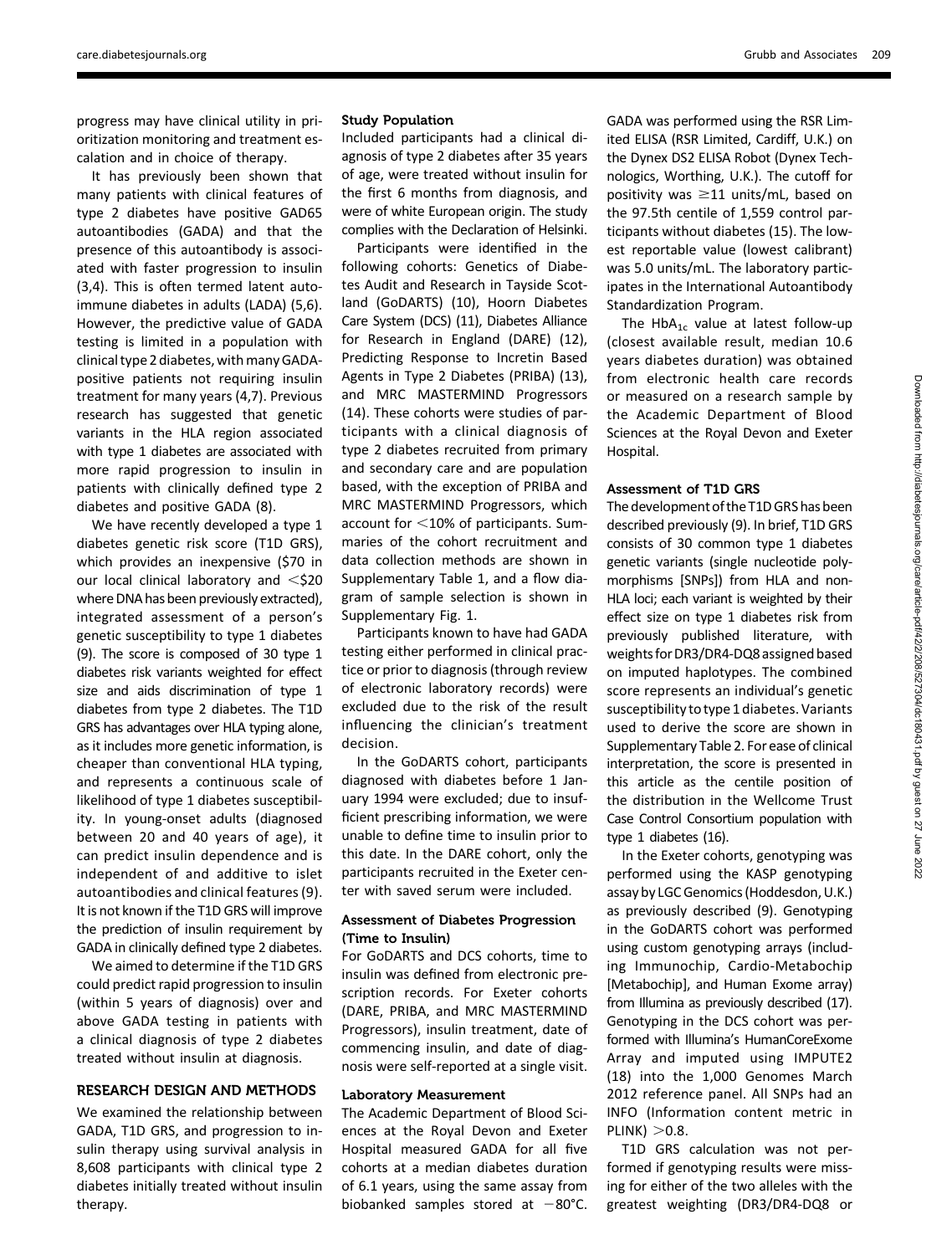progress may have clinical utility in prioritization monitoring and treatment escalation and in choice of therapy.

It has previously been shown that many patients with clinical features of type 2 diabetes have positive GAD65 autoantibodies (GADA) and that the presence of this autoantibody is associated with faster progression to insulin (3,4). This is often termed latent autoimmune diabetes in adults (LADA) (5,6). However, the predictive value of GADA testing is limited in a population with clinical type 2 diabetes, with many GADA-positive patients not requiring insulin treatment for many years (4,7). Previous research has suggested that genetic variants in the HLA region associated with type 1 diabetes are associated with more rapid progression to insulin in patients with clinically defined type 2 diabetes and positive GADA (8).

We have recently developed a type 1 diabetes genetic risk score (T1D GRS), which provides an inexpensive ($70 in our local clinical laboratory and <$20 where DNA has been previously extracted), integrated assessment of a person's genetic susceptibility to type 1 diabetes (9). The score is composed of 30 type 1 diabetes risk variants weighted for effect size and aids discrimination of type 1 diabetes from type 2 diabetes. The T1D GRS has advantages over HLA typing alone, as it includes more genetic information, is cheaper than conventional HLA typing, and represents a continuous scale of likelihood of type 1 diabetes susceptibility. In young-onset adults (diagnosed between 20 and 40 years of age), it can predict insulin dependence and is independent of and additive to islet autoantibodies and clinical features (9). It is not known if the T1D GRS will improve the prediction of insulin requirement by GADA in clinically defined type 2 diabetes.

We aimed to determine if the T1D GRS could predict rapid progression to insulin (within 5 years of diagnosis) over and above GADA testing in patients with a clinical diagnosis of type 2 diabetes treated without insulin at diagnosis.

## RESEARCH DESIGN AND METHODS

We examined the relationship between GADA, T1D GRS, and progression to insulin therapy using survival analysis in 8,608 participants with clinical type 2 diabetes initially treated without insulin therapy.

### Study Population

Included participants had a clinical diagnosis of type 2 diabetes after 35 years of age, were treated without insulin for the first 6 months from diagnosis, and were of white European origin. The study complies with the Declaration of Helsinki.

Participants were identified in the following cohorts: Genetics of Diabetes Audit and Research in Tayside Scotland (GoDARTS) (10), Hoorn Diabetes Care System (DCS) (11), Diabetes Alliance for Research in England (DARE) (12), Predicting Response to Incretin Based Agents in Type 2 Diabetes (PRIBA) (13), and MRC MASTERMIND Progressors (14). These cohorts were studies of participants with a clinical diagnosis of type 2 diabetes recruited from primary and secondary care and are population based, with the exception of PRIBA and MRC MASTERMIND Progressors, which account for <10% of participants. Summaries of the cohort recruitment and data collection methods are shown in Supplementary Table 1, and a flow diagram of sample selection is shown in Supplementary Fig. 1.

Participants known to have had GADA testing either performed in clinical practice or prior to diagnosis (through review of electronic laboratory records) were excluded due to the risk of the result influencing the clinician's treatment decision.

In the GoDARTS cohort, participants diagnosed with diabetes before 1 January 1994 were excluded; due to insufficient prescribing information, we were unable to define time to insulin prior to this date. In the DARE cohort, only the participants recruited in the Exeter center with saved serum were included.

### Assessment of Diabetes Progression (Time to Insulin)

For GoDARTS and DCS cohorts, time to insulin was defined from electronic prescription records. For Exeter cohorts (DARE, PRIBA, and MRC MASTERMIND Progressors), insulin treatment, date of commencing insulin, and date of diagnosis were self-reported at a single visit.

### Laboratory Measurement

The Academic Department of Blood Sciences at the Royal Devon and Exeter Hospital measured GADA for all five cohorts at a median diabetes duration of 6.1 years, using the same assay from biobanked samples stored at $-80°C$. GADA was performed using the RSR Limited ELISA (RSR Limited, Cardiff, U.K.) on the Dynex DS2 ELISA Robot (Dynex Technologics, Worthing, U.K.). The cutoff for positivity was $\geq$11 units/mL, based on the 97.5th centile of 1,559 control participants without diabetes (15). The lowest reportable value (lowest calibrant) was 5.0 units/mL. The laboratory participates in the International Autoantibody Standardization Program.

The $HbA_{1c}$ value at latest follow-up (closest available result, median 10.6 years diabetes duration) was obtained from electronic health care records or measured on a research sample by the Academic Department of Blood Sciences at the Royal Devon and Exeter Hospital.

### Assessment of T1D GRS

The development of the T1D GRS has been described previously (9). In brief, T1D GRS consists of 30 common type 1 diabetes genetic variants (single nucleotide polymorphisms [SNPs]) from HLA and non-HLA loci; each variant is weighted by their effect size on type 1 diabetes risk from previously published literature, with weights for DR3/DR4-DQ8 assigned based on imputed haplotypes. The combined score represents an individual's genetic susceptibility to type 1 diabetes. Variants used to derive the score are shown in Supplementary Table 2. For ease of clinical interpretation, the score is presented in this article as the centile position of the distribution in the Wellcome Trust Case Control Consortium population with type 1 diabetes (16).

In the Exeter cohorts, genotyping was performed using the KASP genotyping assay by LGC Genomics (Hoddesdon, U.K.) as previously described (9). Genotyping in the GoDARTS cohort was performed using custom genotyping arrays (including Immunochip, Cardio-Metabochip [Metabochip], and Human Exome array) from Illumina as previously described (17). Genotyping in the DCS cohort was performed with Illumina's HumanCoreExome Array and imputed using IMPUTE2 (18) into the 1,000 Genomes March 2012 reference panel. All SNPs had an INFO (Information content metric in PLINK) >0.8.

T1D GRS calculation was not performed if genotyping results were missing for either of the two alleles with the greatest weighting (DR3/DR4-DQ8 or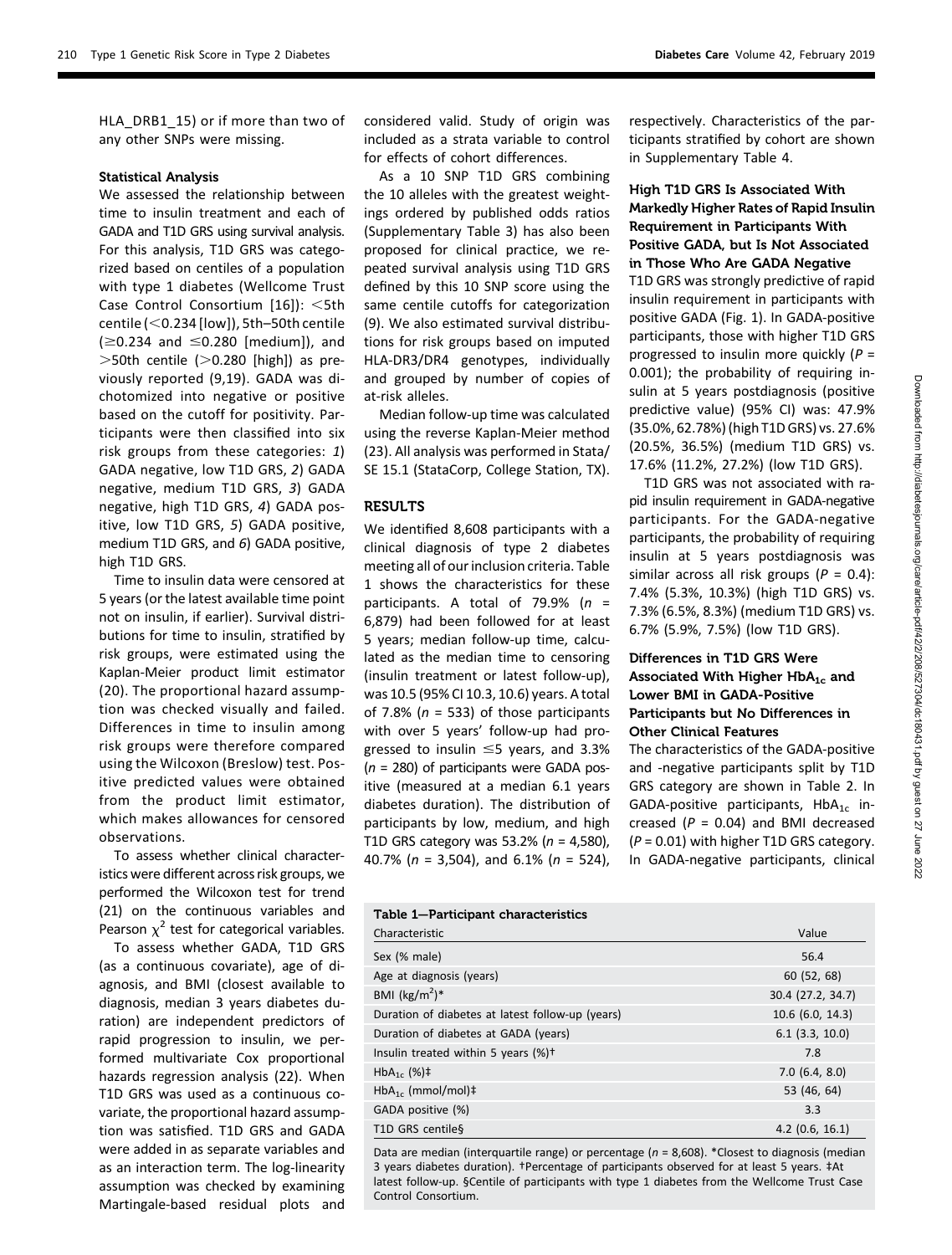HLA_DRB1_15) or if more than two of any other SNPs were missing.

#### Statistical Analysis

We assessed the relationship between time to insulin treatment and each of GADA and T1D GRS using survival analysis. For this analysis, T1D GRS was categorized based on centiles of a population with type 1 diabetes (Wellcome Trust Case Control Consortium [16]): <5th centile (<0.234 [low]), 5th–50th centile (≥0.234 and ≤0.280 [medium]), and >50th centile (>0.280 [high]) as previously reported (9,19). GADA was dichotomized into negative or positive based on the cutoff for positivity. Participants were then classified into six risk groups from these categories: *1*) GADA negative, low T1D GRS, *2*) GADA negative, medium T1D GRS, *3*) GADA negative, high T1D GRS, *4*) GADA positive, low T1D GRS, *5*) GADA positive, medium T1D GRS, and *6*) GADA positive, high T1D GRS.

Time to insulin data were censored at 5 years (or the latest available time point not on insulin, if earlier). Survival distributions for time to insulin, stratified by risk groups, were estimated using the Kaplan-Meier product limit estimator (20). The proportional hazard assumption was checked visually and failed. Differences in time to insulin among risk groups were therefore compared using the Wilcoxon (Breslow) test. Positive predicted values were obtained from the product limit estimator, which makes allowances for censored observations.

To assess whether clinical characteristics were different across risk groups, we performed the Wilcoxon test for trend (21) on the continuous variables and Pearson $\chi^2$ test for categorical variables.

To assess whether GADA, T1D GRS (as a continuous covariate), age of diagnosis, and BMI (closest available to diagnosis, median 3 years diabetes duration) are independent predictors of rapid progression to insulin, we performed multivariate Cox proportional hazards regression analysis (22). When T1D GRS was used as a continuous covariate, the proportional hazard assumption was satisfied. T1D GRS and GADA were added in as separate variables and as an interaction term. The log-linearity assumption was checked by examining Martingale-based residual plots and considered valid. Study of origin was included as a strata variable to control for effects of cohort differences.

As a 10 SNP T1D GRS combining the 10 alleles with the greatest weightings ordered by published odds ratios (Supplementary Table 3) has also been proposed for clinical practice, we repeated survival analysis using T1D GRS defined by this 10 SNP score using the same centile cutoffs for categorization (9). We also estimated survival distributions for risk groups based on imputed HLA-DR3/DR4 genotypes, individually and grouped by number of copies of at-risk alleles.

Median follow-up time was calculated using the reverse Kaplan-Meier method (23). All analysis was performed in Stata/SE 15.1 (StataCorp, College Station, TX).

## RESULTS

We identified 8,608 participants with a clinical diagnosis of type 2 diabetes meeting all of our inclusion criteria. Table 1 shows the characteristics for these participants. A total of 79.9% ($n$ = 6,879) had been followed for at least 5 years; median follow-up time, calculated as the median time to censoring (insulin treatment or latest follow-up), was 10.5 (95% CI 10.3, 10.6) years. A total of 7.8% ($n$ = 533) of those participants with over 5 years' follow-up had progressed to insulin ≤5 years, and 3.3% ($n$ = 280) of participants were GADA positive (measured at a median 6.1 years diabetes duration). The distribution of participants by low, medium, and high T1D GRS category was 53.2% ($n$ = 4,580), 40.7% ($n$ = 3,504), and 6.1% ($n$ = 524), respectively. Characteristics of the participants stratified by cohort are shown in Supplementary Table 4.

### High T1D GRS Is Associated With Markedly Higher Rates of Rapid Insulin Requirement in Participants With Positive GADA, but Is Not Associated in Those Who Are GADA Negative

T1D GRS was strongly predictive of rapid insulin requirement in participants with positive GADA (Fig. 1). In GADA-positive participants, those with higher T1D GRS progressed to insulin more quickly ($P$ = 0.001); the probability of requiring insulin at 5 years postdiagnosis (positive predictive value) (95% CI) was: 47.9% (35.0%, 62.78%) (high T1D GRS) vs. 27.6% (20.5%, 36.5%) (medium T1D GRS) vs. 17.6% (11.2%, 27.2%) (low T1D GRS).

T1D GRS was not associated with rapid insulin requirement in GADA-negative participants. For the GADA-negative participants, the probability of requiring insulin at 5 years postdiagnosis was similar across all risk groups ($P$ = 0.4): 7.4% (5.3%, 10.3%) (high T1D GRS) vs. 7.3% (6.5%, 8.3%) (medium T1D GRS) vs. 6.7% (5.9%, 7.5%) (low T1D GRS).

### Differences in T1D GRS Were Associated With Higher $HbA_{1c}$ and Lower BMI in GADA-Positive Participants but No Differences in Other Clinical Features

The characteristics of the GADA-positive and -negative participants split by T1D GRS category are shown in Table 2. In GADA-positive participants, $HbA_{1c}$ increased ($P$ = 0.04) and BMI decreased ($P$ = 0.01) with higher T1D GRS category. In GADA-negative participants, clinical

**Table 1—Participant characteristics**

| Characteristic | Value |
|---|---|
| Sex (% male) | 56.4 |
| Age at diagnosis (years) | 60 (52, 68) |
| BMI (kg/m$^2$)* | 30.4 (27.2, 34.7) |
| Duration of diabetes at latest follow-up (years) | 10.6 (6.0, 14.3) |
| Duration of diabetes at GADA (years) | 6.1 (3.3, 10.0) |
| Insulin treated within 5 years (%)† | 7.8 |
| $HbA_{1c}$ (%)‡ | 7.0 (6.4, 8.0) |
| $HbA_{1c}$ (mmol/mol)‡ | 53 (46, 64) |
| GADA positive (%) | 3.3 |
| T1D GRS centile§ | 4.2 (0.6, 16.1) |

Data are median (interquartile range) or percentage ($n$ = 8,608). *Closest to diagnosis (median 3 years diabetes duration). †Percentage of participants observed for at least 5 years. ‡At latest follow-up. §Centile of participants with type 1 diabetes from the Wellcome Trust Case Control Consortium.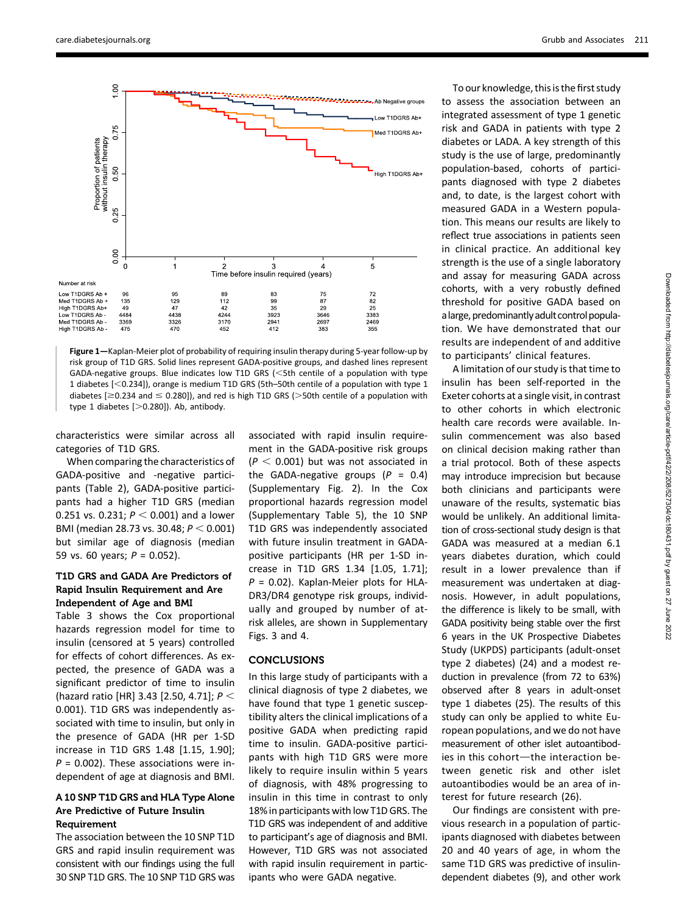| Number at risk | 0 | 1 | 2 | 3 | 4 | 5 |
|---|---|---|---|---|---|---|
| Low T1DGRS Ab + | 96 | 95 | 89 | 83 | 75 | 72 |
| Med T1DGRS Ab + | 135 | 129 | 112 | 99 | 87 | 82 |
| High T1DGRS Ab+ | 49 | 47 | 42 | 35 | 29 | 25 |
| Low T1DGRS Ab - | 4484 | 4438 | 4244 | 3923 | 3646 | 3383 |
| Med T1DGRS Ab - | 3369 | 3326 | 3170 | 2941 | 2697 | 2469 |
| High T1DGRS Ab - | 475 | 470 | 452 | 412 | 383 | 355 |

**Figure 1**—Kaplan-Meier plot of probability of requiring insulin therapy during 5-year follow-up by risk group of T1D GRS. Solid lines represent GADA-positive groups, and dashed lines represent GADA-negative groups. Blue indicates low T1D GRS (<5th centile of a population with type 1 diabetes [<0.234]), orange is medium T1D GRS (5th–50th centile of a population with type 1 diabetes [≥0.234 and ≤ 0.280]), and red is high T1D GRS (>50th centile of a population with type 1 diabetes [>0.280]). Ab, antibody.

characteristics were similar across all categories of T1D GRS.

When comparing the characteristics of GADA-positive and -negative participants (Table 2), GADA-positive participants had a higher T1D GRS (median 0.251 vs. 0.231; $P < 0.001$) and a lower BMI (median 28.73 vs. 30.48; $P < 0.001$) but similar age of diagnosis (median 59 vs. 60 years; $P = 0.052$).

### T1D GRS and GADA Are Predictors of Rapid Insulin Requirement and Are Independent of Age and BMI

Table 3 shows the Cox proportional hazards regression model for time to insulin (censored at 5 years) controlled for effects of cohort differences. As expected, the presence of GADA was a significant predictor of time to insulin (hazard ratio [HR] 3.43 [2.50, 4.71]; $P < 0.001$). T1D GRS was independently associated with time to insulin, but only in the presence of GADA (HR per 1-SD increase in T1D GRS 1.48 [1.15, 1.90]; $P = 0.002$). These associations were independent of age at diagnosis and BMI.

### A 10 SNP T1D GRS and HLA Type Alone Are Predictive of Future Insulin Requirement

The association between the 10 SNP T1D GRS and rapid insulin requirement was consistent with our findings using the full 30 SNP T1D GRS. The 10 SNP T1D GRS was associated with rapid insulin requirement in the GADA-positive risk groups ($P < 0.001$) but was not associated in the GADA-negative groups ($P = 0.4$) (Supplementary Fig. 2). In the Cox proportional hazards regression model (Supplementary Table 5), the 10 SNP T1D GRS was independently associated with future insulin treatment in GADA-positive participants (HR per 1-SD increase in T1D GRS 1.34 [1.05, 1.71]; $P = 0.02$). Kaplan-Meier plots for HLA-DR3/DR4 genotype risk groups, individually and grouped by number of at-risk alleles, are shown in Supplementary Figs. 3 and 4.

## CONCLUSIONS

In this large study of participants with a clinical diagnosis of type 2 diabetes, we have found that type 1 genetic susceptibility alters the clinical implications of a positive GADA when predicting rapid time to insulin. GADA-positive participants with high T1D GRS were more likely to require insulin within 5 years of diagnosis, with 48% progressing to insulin in this time in contrast to only 18% in participants with low T1D GRS. The T1D GRS was independent of and additive to participant's age of diagnosis and BMI. However, T1D GRS was not associated with rapid insulin requirement in participants who were GADA negative.

To our knowledge, this is the first study to assess the association between an integrated assessment of type 1 genetic risk and GADA in patients with type 2 diabetes or LADA. A key strength of this study is the use of large, predominantly population-based, cohorts of participants diagnosed with type 2 diabetes and, to date, is the largest cohort with measured GADA in a Western population. This means our results are likely to reflect true associations in patients seen in clinical practice. An additional key strength is the use of a single laboratory and assay for measuring GADA across cohorts, with a very robustly defined threshold for positive GADA based on a large, predominantly adult control population. We have demonstrated that our results are independent of and additive to participants' clinical features.

A limitation of our study is that time to insulin has been self-reported in the Exeter cohorts at a single visit, in contrast to other cohorts in which electronic health care records were available. Insulin commencement was also based on clinical decision making rather than a trial protocol. Both of these aspects may introduce imprecision but because both clinicians and participants were unaware of the results, systematic bias would be unlikely. An additional limitation of cross-sectional study design is that GADA was measured at a median 6.1 years diabetes duration, which could result in a lower prevalence than if measurement was undertaken at diagnosis. However, in adult populations, the difference is likely to be small, with GADA positivity being stable over the first 6 years in the UK Prospective Diabetes Study (UKPDS) participants (adult-onset type 2 diabetes) (24) and a modest reduction in prevalence (from 72 to 63%) observed after 8 years in adult-onset type 1 diabetes (25). The results of this study can only be applied to white European populations, and we do not have measurement of other islet autoantibodies in this cohort—the interaction between genetic risk and other islet autoantibodies would be an area of interest for future research (26).

Our findings are consistent with previous research in a population of participants diagnosed with diabetes between 20 and 40 years of age, in whom the same T1D GRS was predictive of insulin-dependent diabetes (9), and other work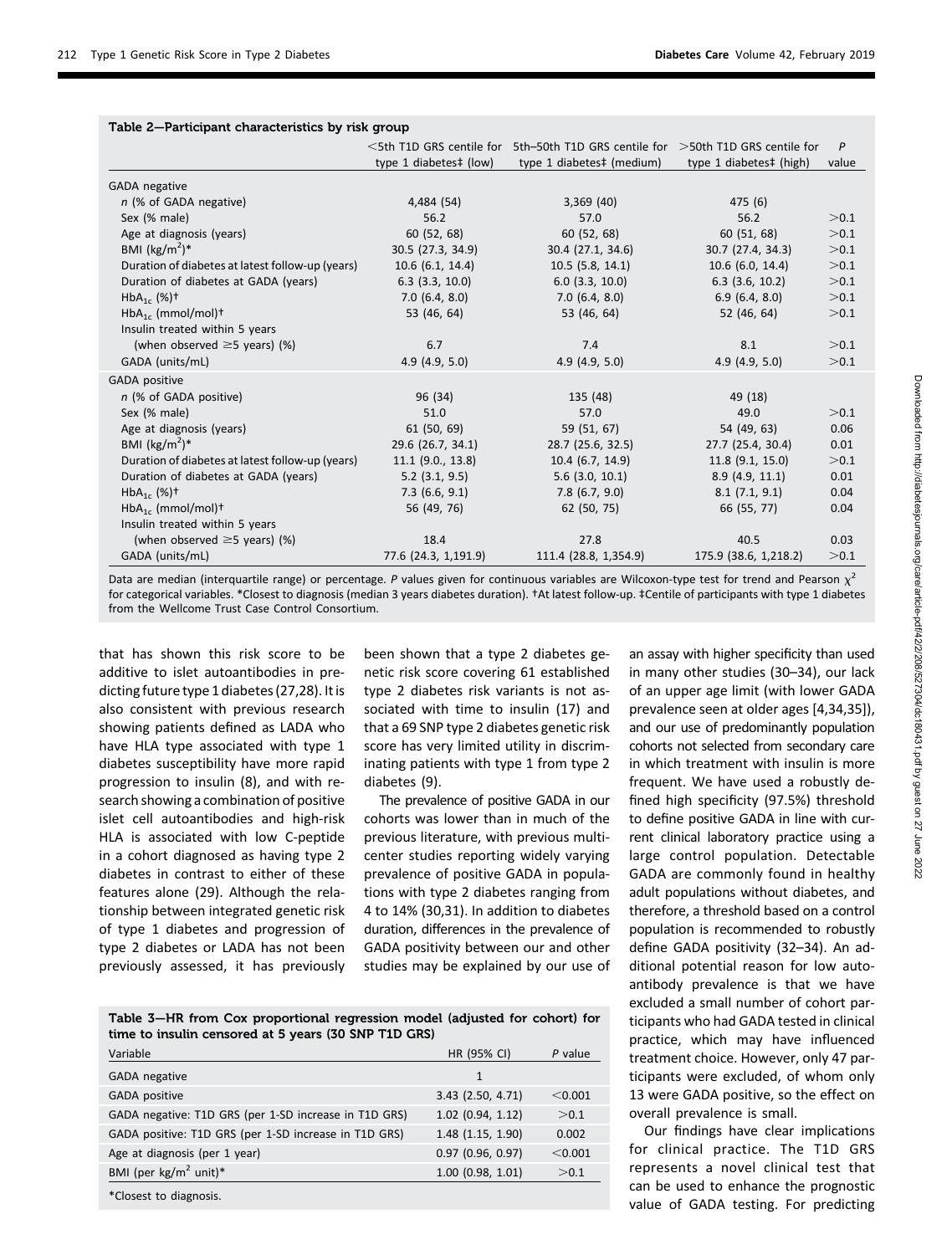**Table 2—Participant characteristics by risk group**

| | <5th T1D GRS centile for type 1 diabetes‡ (low) | 5th–50th T1D GRS centile for type 1 diabetes‡ (medium) | >50th T1D GRS centile for type 1 diabetes‡ (high) | *P* value |
|---|---|---|---|---|
| GADA negative | | | | |
| *n* (% of GADA negative) | 4,484 (54) | 3,369 (40) | 475 (6) | |
| Sex (% male) | 56.2 | 57.0 | 56.2 | >0.1 |
| Age at diagnosis (years) | 60 (52, 68) | 60 (52, 68) | 60 (51, 68) | >0.1 |
| BMI (kg/m$^2$)* | 30.5 (27.3, 34.9) | 30.4 (27.1, 34.6) | 30.7 (27.4, 34.3) | >0.1 |
| Duration of diabetes at latest follow-up (years) | 10.6 (6.1, 14.4) | 10.5 (5.8, 14.1) | 10.6 (6.0, 14.4) | >0.1 |
| Duration of diabetes at GADA (years) | 6.3 (3.3, 10.0) | 6.0 (3.3, 10.0) | 6.3 (3.6, 10.2) | >0.1 |
| HbA$_{1c}$ (%)† | 7.0 (6.4, 8.0) | 7.0 (6.4, 8.0) | 6.9 (6.4, 8.0) | >0.1 |
| HbA$_{1c}$ (mmol/mol)† | 53 (46, 64) | 53 (46, 64) | 52 (46, 64) | >0.1 |
| Insulin treated within 5 years (when observed ≥5 years) (%) | 6.7 | 7.4 | 8.1 | >0.1 |
| GADA (units/mL) | 4.9 (4.9, 5.0) | 4.9 (4.9, 5.0) | 4.9 (4.9, 5.0) | >0.1 |
| GADA positive | | | | |
| *n* (% of GADA positive) | 96 (34) | 135 (48) | 49 (18) | |
| Sex (% male) | 51.0 | 57.0 | 49.0 | >0.1 |
| Age at diagnosis (years) | 61 (50, 69) | 59 (51, 67) | 54 (49, 63) | 0.06 |
| BMI (kg/m$^2$)* | 29.6 (26.7, 34.1) | 28.7 (25.6, 32.5) | 27.7 (25.4, 30.4) | 0.01 |
| Duration of diabetes at latest follow-up (years) | 11.1 (9.0., 13.8) | 10.4 (6.7, 14.9) | 11.8 (9.1, 15.0) | >0.1 |
| Duration of diabetes at GADA (years) | 5.2 (3.1, 9.5) | 5.6 (3.0, 10.1) | 8.9 (4.9, 11.1) | 0.01 |
| HbA$_{1c}$ (%)† | 7.3 (6.6, 9.1) | 7.8 (6.7, 9.0) | 8.1 (7.1, 9.1) | 0.04 |
| HbA$_{1c}$ (mmol/mol)† | 56 (49, 76) | 62 (50, 75) | 66 (55, 77) | 0.04 |
| Insulin treated within 5 years (when observed ≥5 years) (%) | 18.4 | 27.8 | 40.5 | 0.03 |
| GADA (units/mL) | 77.6 (24.3, 1,191.9) | 111.4 (28.8, 1,354.9) | 175.9 (38.6, 1,218.2) | >0.1 |

Data are median (interquartile range) or percentage. *P* values given for continuous variables are Wilcoxon-type test for trend and Pearson $\chi^2$ for categorical variables. *Closest to diagnosis (median 3 years diabetes duration). †At latest follow-up. ‡Centile of participants with type 1 diabetes from the Wellcome Trust Case Control Consortium.

that has shown this risk score to be additive to islet autoantibodies in predicting future type 1 diabetes (27,28). It is also consistent with previous research showing patients defined as LADA who have HLA type associated with type 1 diabetes susceptibility have more rapid progression to insulin (8), and with research showing a combination of positive islet cell autoantibodies and high-risk HLA is associated with low C-peptide in a cohort diagnosed as having type 2 diabetes in contrast to either of these features alone (29). Although the relationship between integrated genetic risk of type 1 diabetes and progression of type 2 diabetes or LADA has not been previously assessed, it has previously been shown that a type 2 diabetes genetic risk score covering 61 established type 2 diabetes risk variants is not associated with time to insulin (17) and that a 69 SNP type 2 diabetes genetic risk score has very limited utility in discriminating patients with type 1 from type 2 diabetes (9).

The prevalence of positive GADA in our cohorts was lower than in much of the previous literature, with previous multicenter studies reporting widely varying prevalence of positive GADA in populations with type 2 diabetes ranging from 4 to 14% (30,31). In addition to diabetes duration, differences in the prevalence of GADA positivity between our and other studies may be explained by our use of an assay with higher specificity than used in many other studies (30–34), our lack of an upper age limit (with lower GADA prevalence seen at older ages [4,34,35]), and our use of predominantly population cohorts not selected from secondary care in which treatment with insulin is more frequent. We have used a robustly defined high specificity (97.5%) threshold to define positive GADA in line with current clinical laboratory practice using a large control population. Detectable GADA are commonly found in healthy adult populations without diabetes, and therefore, a threshold based on a control population is recommended to robustly define GADA positivity (32–34). An additional potential reason for low autoantibody prevalence is that we have excluded a small number of cohort participants who had GADA tested in clinical practice, which may have influenced treatment choice. However, only 47 participants were excluded, of whom only 13 were GADA positive, so the effect on overall prevalence is small.

**Table 3—HR from Cox proportional regression model (adjusted for cohort) for time to insulin censored at 5 years (30 SNP T1D GRS)**

| Variable | HR (95% CI) | *P* value |
|---|---|---|
| GADA negative | 1 | |
| GADA positive | 3.43 (2.50, 4.71) | <0.001 |
| GADA negative: T1D GRS (per 1-SD increase in T1D GRS) | 1.02 (0.94, 1.12) | >0.1 |
| GADA positive: T1D GRS (per 1-SD increase in T1D GRS) | 1.48 (1.15, 1.90) | 0.002 |
| Age at diagnosis (per 1 year) | 0.97 (0.96, 0.97) | <0.001 |
| BMI (per kg/m$^2$ unit)* | 1.00 (0.98, 1.01) | >0.1 |

*Closest to diagnosis.

Our findings have clear implications for clinical practice. The T1D GRS represents a novel clinical test that can be used to enhance the prognostic value of GADA testing. For predicting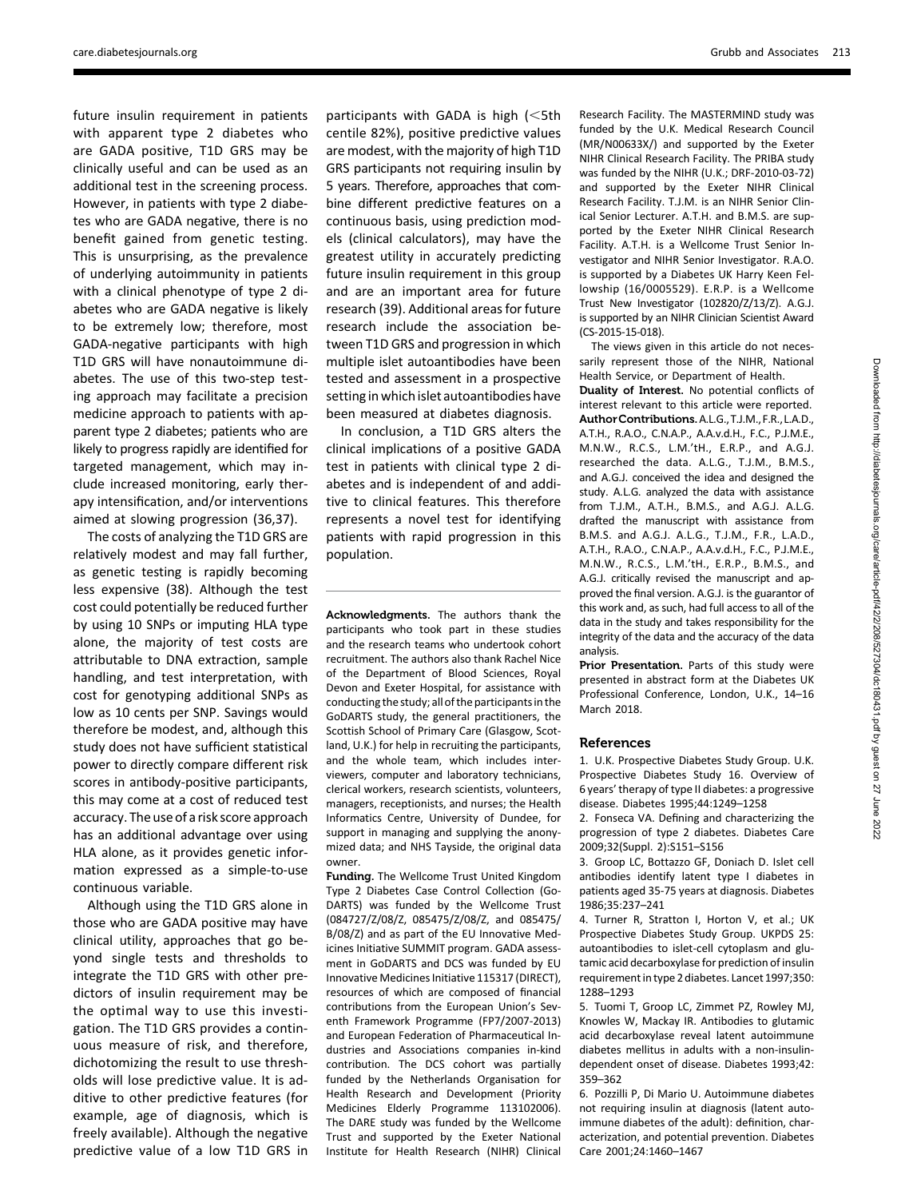future insulin requirement in patients with apparent type 2 diabetes who are GADA positive, T1D GRS may be clinically useful and can be used as an additional test in the screening process. However, in patients with type 2 diabetes who are GADA negative, there is no benefit gained from genetic testing. This is unsurprising, as the prevalence of underlying autoimmunity in patients with a clinical phenotype of type 2 diabetes who are GADA negative is likely to be extremely low; therefore, most GADA-negative participants with high T1D GRS will have nonautoimmune diabetes. The use of this two-step testing approach may facilitate a precision medicine approach to patients with apparent type 2 diabetes; patients who are likely to progress rapidly are identified for targeted management, which may include increased monitoring, early therapy intensification, and/or interventions aimed at slowing progression (36,37).

The costs of analyzing the T1D GRS are relatively modest and may fall further, as genetic testing is rapidly becoming less expensive (38). Although the test cost could potentially be reduced further by using 10 SNPs or imputing HLA type alone, the majority of test costs are attributable to DNA extraction, sample handling, and test interpretation, with cost for genotyping additional SNPs as low as 10 cents per SNP. Savings would therefore be modest, and, although this study does not have sufficient statistical power to directly compare different risk scores in antibody-positive participants, this may come at a cost of reduced test accuracy. The use of a risk score approach has an additional advantage over using HLA alone, as it provides genetic information expressed as a simple-to-use continuous variable.

Although using the T1D GRS alone in those who are GADA positive may have clinical utility, approaches that go beyond single tests and thresholds to integrate the T1D GRS with other predictors of insulin requirement may be the optimal way to use this investigation. The T1D GRS provides a continuous measure of risk, and therefore, dichotomizing the result to use thresholds will lose predictive value. It is additive to other predictive features (for example, age of diagnosis, which is freely available). Although the negative predictive value of a low T1D GRS in participants with GADA is high (<5th centile 82%), positive predictive values are modest, with the majority of high T1D GRS participants not requiring insulin by 5 years. Therefore, approaches that combine different predictive features on a continuous basis, using prediction models (clinical calculators), may have the greatest utility in accurately predicting future insulin requirement in this group and are an important area for future research (39). Additional areas for future research include the association between T1D GRS and progression in which multiple islet autoantibodies have been tested and assessment in a prospective setting in which islet autoantibodies have been measured at diabetes diagnosis.

In conclusion, a T1D GRS alters the clinical implications of a positive GADA test in patients with clinical type 2 diabetes and is independent of and additive to clinical features. This therefore represents a novel test for identifying patients with rapid progression in this population.

**Acknowledgments.** The authors thank the participants who took part in these studies and the research teams who undertook cohort recruitment. The authors also thank Rachel Nice of the Department of Blood Sciences, Royal Devon and Exeter Hospital, for assistance with conducting the study; all of the participants in the GoDARTS study, the general practitioners, the Scottish School of Primary Care (Glasgow, Scotland, U.K.) for help in recruiting the participants, and the whole team, which includes interviewers, computer and laboratory technicians, clerical workers, research scientists, volunteers, managers, receptionists, and nurses; the Health Informatics Centre, University of Dundee, for support in managing and supplying the anonymized data; and NHS Tayside, the original data owner.

**Funding.** The Wellcome Trust United Kingdom Type 2 Diabetes Case Control Collection (GoDARTS) was funded by the Wellcome Trust (084727/Z/08/Z, 085475/Z/08/Z, and 085475/B/08/Z) and as part of the EU Innovative Medicines Initiative SUMMIT program. GADA assessment in GoDARTS and DCS was funded by EU Innovative Medicines Initiative 115317 (DIRECT), resources of which are composed of financial contributions from the European Union's Seventh Framework Programme (FP7/2007-2013) and European Federation of Pharmaceutical Industries and Associations companies in-kind contribution. The DCS cohort was partially funded by the Netherlands Organisation for Health Research and Development (Priority Medicines Elderly Programme 113102006). The DARE study was funded by the Wellcome Trust and supported by the Exeter National Institute for Health Research (NIHR) Clinical Research Facility. The MASTERMIND study was funded by the U.K. Medical Research Council (MR/N00633X/) and supported by the Exeter NIHR Clinical Research Facility. The PRIBA study was funded by the NIHR (U.K.; DRF-2010-03-72) and supported by the Exeter NIHR Clinical Research Facility. T.J.M. is an NIHR Senior Clinical Senior Lecturer. A.T.H. and B.M.S. are supported by the Exeter NIHR Clinical Research Facility. A.T.H. is a Wellcome Trust Senior Investigator and NIHR Senior Investigator. R.A.O. is supported by a Diabetes UK Harry Keen Fellowship (16/0005529). E.R.P. is a Wellcome Trust New Investigator (102820/Z/13/Z). A.G.J. is supported by an NIHR Clinician Scientist Award (CS-2015-15-018).

The views given in this article do not necessarily represent those of the NIHR, National Health Service, or Department of Health.

**Duality of Interest.** No potential conflicts of interest relevant to this article were reported.

**Author Contributions.** A.L.G., T.J.M., F.R., L.A.D., A.T.H., R.A.O., C.N.A.P., A.A.v.d.H., F.C., P.J.M.E., M.N.W., R.C.S., L.M.'tH., E.R.P., and A.G.J. researched the data. A.L.G., T.J.M., B.M.S., and A.G.J. conceived the idea and designed the study. A.L.G. analyzed the data with assistance from T.J.M., A.T.H., B.M.S., and A.G.J. A.L.G. drafted the manuscript with assistance from B.M.S. and A.G.J. A.L.G., T.J.M., F.R., L.A.D., A.T.H., R.A.O., C.N.A.P., A.A.v.d.H., F.C., P.J.M.E., M.N.W., R.C.S., L.M.'tH., E.R.P., B.M.S., and A.G.J. critically revised the manuscript and approved the final version. A.G.J. is the guarantor of this work and, as such, had full access to all of the data in the study and takes responsibility for the integrity of the data and the accuracy of the data analysis.

**Prior Presentation.** Parts of this study were presented in abstract form at the Diabetes UK Professional Conference, London, U.K., 14–16 March 2018.

## References

1. U.K. Prospective Diabetes Study Group. U.K. Prospective Diabetes Study 16. Overview of 6 years' therapy of type II diabetes: a progressive disease. Diabetes 1995;44:1249–1258
2. Fonseca VA. Defining and characterizing the progression of type 2 diabetes. Diabetes Care 2009;32(Suppl. 2):S151–S156
3. Groop LC, Bottazzo GF, Doniach D. Islet cell antibodies identify latent type I diabetes in patients aged 35-75 years at diagnosis. Diabetes 1986;35:237–241
4. Turner R, Stratton I, Horton V, et al.; UK Prospective Diabetes Study Group. UKPDS 25: autoantibodies to islet-cell cytoplasm and glutamic acid decarboxylase for prediction of insulin requirement in type 2 diabetes. Lancet 1997;350: 1288–1293
5. Tuomi T, Groop LC, Zimmet PZ, Rowley MJ, Knowles W, Mackay IR. Antibodies to glutamic acid decarboxylase reveal latent autoimmune diabetes mellitus in adults with a non-insulin-dependent onset of disease. Diabetes 1993;42: 359–362
6. Pozzilli P, Di Mario U. Autoimmune diabetes not requiring insulin at diagnosis (latent autoimmune diabetes of the adult): definition, characterization, and potential prevention. Diabetes Care 2001;24:1460–1467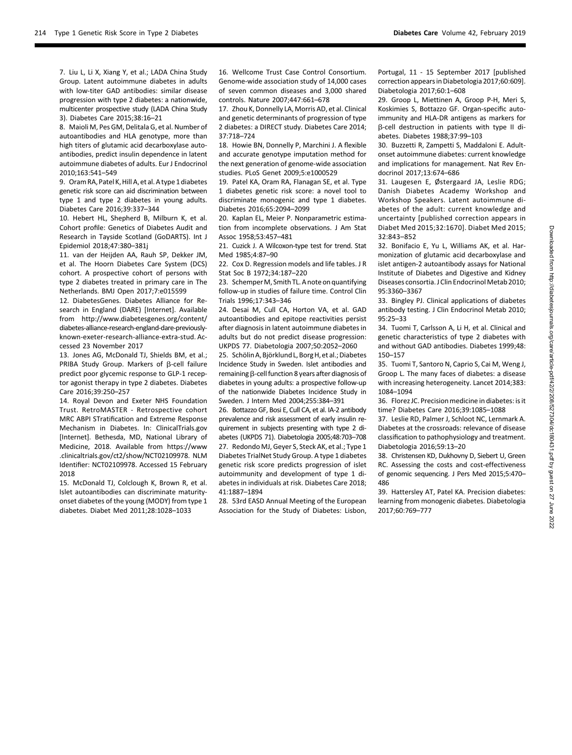7. Liu L, Li X, Xiang Y, et al.; LADA China Study Group. Latent autoimmune diabetes in adults with low-titer GAD antibodies: similar disease progression with type 2 diabetes: a nationwide, multicenter prospective study (LADA China Study 3). Diabetes Care 2015;38:16–21

8. Maioli M, Pes GM, Delitala G, et al. Number of autoantibodies and HLA genotype, more than high titers of glutamic acid decarboxylase autoantibodies, predict insulin dependence in latent autoimmune diabetes of adults. Eur J Endocrinol 2010;163:541–549

9. Oram RA, Patel K, Hill A, et al. A type 1 diabetes genetic risk score can aid discrimination between type 1 and type 2 diabetes in young adults. Diabetes Care 2016;39:337–344

10. Hebert HL, Shepherd B, Milburn K, et al. Cohort profile: Genetics of Diabetes Audit and Research in Tayside Scotland (GoDARTS). Int J Epidemiol 2018;47:380–381j

11. van der Heijden AA, Rauh SP, Dekker JM, et al. The Hoorn Diabetes Care System (DCS) cohort. A prospective cohort of persons with type 2 diabetes treated in primary care in The Netherlands. BMJ Open 2017;7:e015599

12. DiabetesGenes. Diabetes Alliance for Research in England (DARE) [Internet]. Available from http://www.diabetesgenes.org/content/diabetes-alliance-research-england-dare-previously-known-exeter-research-alliance-extra-stud. Accessed 23 November 2017

13. Jones AG, McDonald TJ, Shields BM, et al.; PRIBA Study Group. Markers of β-cell failure predict poor glycemic response to GLP-1 receptor agonist therapy in type 2 diabetes. Diabetes Care 2016;39:250–257

14. Royal Devon and Exeter NHS Foundation Trust. RetroMASTER - Retrospective cohort MRC ABPI STratification and Extreme Response Mechanism in Diabetes. In: ClinicalTrials.gov [Internet]. Bethesda, MD, National Library of Medicine, 2018. Available from https://www.clinicaltrials.gov/ct2/show/NCT02109978. NLM Identifier: NCT02109978. Accessed 15 February 2018

15. McDonald TJ, Colclough K, Brown R, et al. Islet autoantibodies can discriminate maturity-onset diabetes of the young (MODY) from type 1 diabetes. Diabet Med 2011;28:1028–1033

16. Wellcome Trust Case Control Consortium. Genome-wide association study of 14,000 cases of seven common diseases and 3,000 shared controls. Nature 2007;447:661–678

17. Zhou K, Donnelly LA, Morris AD, et al. Clinical and genetic determinants of progression of type 2 diabetes: a DIRECT study. Diabetes Care 2014; 37:718–724

18. Howie BN, Donnelly P, Marchini J. A flexible and accurate genotype imputation method for the next generation of genome-wide association studies. PLoS Genet 2009;5:e1000529

19. Patel KA, Oram RA, Flanagan SE, et al. Type 1 diabetes genetic risk score: a novel tool to discriminate monogenic and type 1 diabetes. Diabetes 2016;65:2094–2099

20. Kaplan EL, Meier P. Nonparametric estimation from incomplete observations. J Am Stat Assoc 1958;53:457–481

21. Cuzick J. A Wilcoxon-type test for trend. Stat Med 1985;4:87–90

22. Cox D. Regression models and life tables. J R Stat Soc B 1972;34:187–220

23. Schemper M, Smith TL. A note on quantifying follow-up in studies of failure time. Control Clin Trials 1996;17:343–346

24. Desai M, Cull CA, Horton VA, et al. GAD autoantibodies and epitope reactivities persist after diagnosis in latent autoimmune diabetes in adults but do not predict disease progression: UKPDS 77. Diabetologia 2007;50:2052–2060

25. Schölin A, Björklund L, Borg H, et al.; Diabetes Incidence Study in Sweden. Islet antibodies and remaining β-cell function 8 years after diagnosis of diabetes in young adults: a prospective follow-up of the nationwide Diabetes Incidence Study in Sweden. J Intern Med 2004;255:384–391

26. Bottazzo GF, Bosi E, Cull CA, et al. IA-2 antibody prevalence and risk assessment of early insulin requirement in subjects presenting with type 2 diabetes (UKPDS 71). Diabetologia 2005;48:703–708

27. Redondo MJ, Geyer S, Steck AK, et al.; Type 1 Diabetes TrialNet Study Group. A type 1 diabetes genetic risk score predicts progression of islet autoimmunity and development of type 1 diabetes in individuals at risk. Diabetes Care 2018; 41:1887–1894

28. 53rd EASD Annual Meeting of the European Association for the Study of Diabetes: Lisbon, Portugal, 11 - 15 September 2017 [published correction appears in Diabetologia 2017;60:609]. Diabetologia 2017;60:1–608

29. Groop L, Miettinen A, Groop P-H, Meri S, Koskimies S, Bottazzo GF. Organ-specific autoimmunity and HLA-DR antigens as markers for β-cell destruction in patients with type II diabetes. Diabetes 1988;37:99–103

30. Buzzetti R, Zampetti S, Maddaloni E. Adult-onset autoimmune diabetes: current knowledge and implications for management. Nat Rev Endocrinol 2017;13:674–686

31. Laugesen E, Østergaard JA, Leslie RDG; Danish Diabetes Academy Workshop and Workshop Speakers. Latent autoimmune diabetes of the adult: current knowledge and uncertainty [published correction appears in Diabet Med 2015;32:1670]. Diabet Med 2015; 32:843–852

32. Bonifacio E, Yu L, Williams AK, et al. Harmonization of glutamic acid decarboxylase and islet antigen-2 autoantibody assays for National Institute of Diabetes and Digestive and Kidney Diseases consortia. J Clin Endocrinol Metab 2010; 95:3360–3367

33. Bingley PJ. Clinical applications of diabetes antibody testing. J Clin Endocrinol Metab 2010; 95:25–33

34. Tuomi T, Carlsson A, Li H, et al. Clinical and genetic characteristics of type 2 diabetes with and without GAD antibodies. Diabetes 1999;48: 150–157

35. Tuomi T, Santoro N, Caprio S, Cai M, Weng J, Groop L. The many faces of diabetes: a disease with increasing heterogeneity. Lancet 2014;383: 1084–1094

36. Florez JC. Precision medicine in diabetes: is it time? Diabetes Care 2016;39:1085–1088

37. Leslie RD, Palmer J, Schloot NC, Lernmark A. Diabetes at the crossroads: relevance of disease classification to pathophysiology and treatment. Diabetologia 2016;59:13–20

38. Christensen KD, Dukhovny D, Siebert U, Green RC. Assessing the costs and cost-effectiveness of genomic sequencing. J Pers Med 2015;5:470–486

39. Hattersley AT, Patel KA. Precision diabetes: learning from monogenic diabetes. Diabetologia 2017;60:769–777